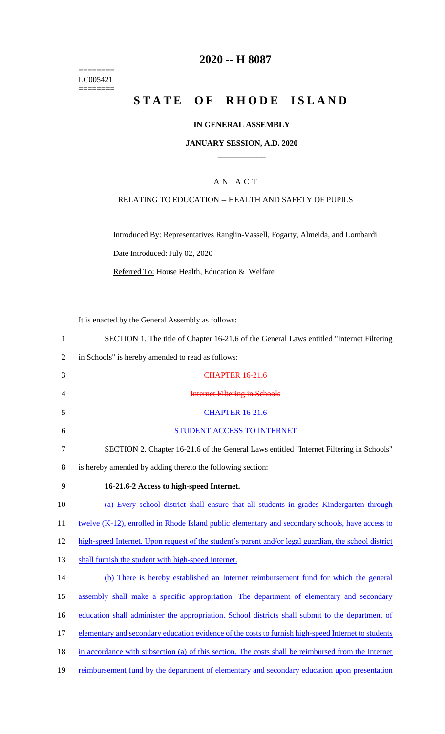========
LC005421
========

# 2020 -- H 8087

# STATE OF RHODE ISLAND

**IN GENERAL ASSEMBLY**

**JANUARY SESSION, A.D. 2020**

## A N A C T

RELATING TO EDUCATION -- HEALTH AND SAFETY OF PUPILS

Introduced By: Representatives Ranglin-Vassell, Fogarty, Almeida, and Lombardi

Date Introduced: July 02, 2020

Referred To: House Health, Education & Welfare

It is enacted by the General Assembly as follows:

1 SECTION 1. The title of Chapter 16-21.6 of the General Laws entitled "Internet Filtering
2 in Schools" is hereby amended to read as follows:

3 ~~CHAPTER 16-21.6~~

4 ~~Internet Filtering in Schools~~

5 CHAPTER 16-21.6

6 STUDENT ACCESS TO INTERNET

7 SECTION 2. Chapter 16-21.6 of the General Laws entitled "Internet Filtering in Schools"
8 is hereby amended by adding thereto the following section:

9 **16-21.6-2 Access to high-speed Internet.**

10 (a) Every school district shall ensure that all students in grades Kindergarten through
11 twelve (K-12), enrolled in Rhode Island public elementary and secondary schools, have access to
12 high-speed Internet. Upon request of the student's parent and/or legal guardian, the school district
13 shall furnish the student with high-speed Internet.

14 (b) There is hereby established an Internet reimbursement fund for which the general
15 assembly shall make a specific appropriation. The department of elementary and secondary
16 education shall administer the appropriation. School districts shall submit to the department of
17 elementary and secondary education evidence of the costs to furnish high-speed Internet to students
18 in accordance with subsection (a) of this section. The costs shall be reimbursed from the Internet
19 reimbursement fund by the department of elementary and secondary education upon presentation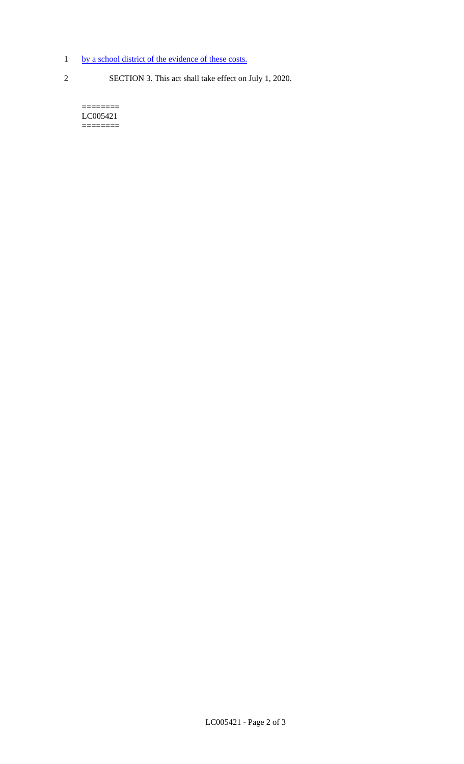by a school district of the evidence of these costs.

SECTION 3. This act shall take effect on July 1, 2020.

========
LC005421
========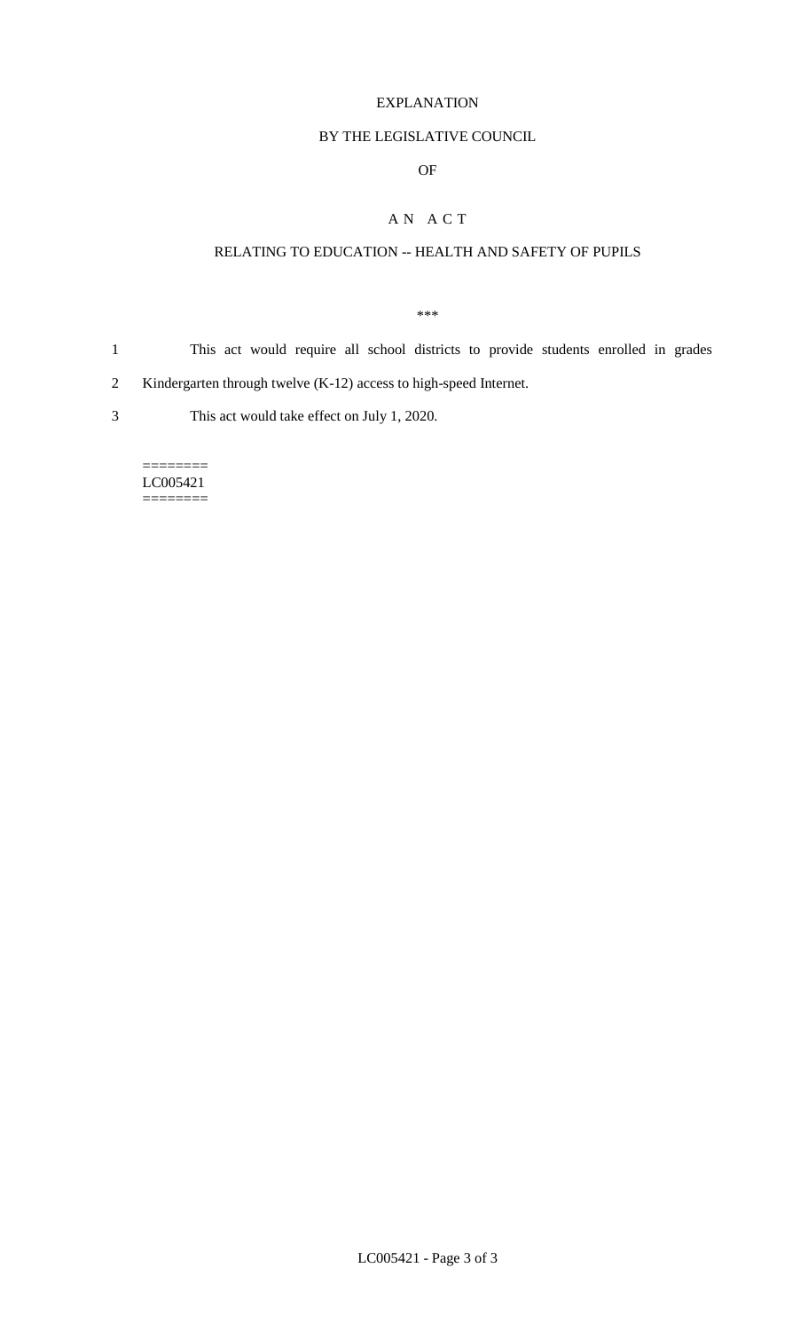EXPLANATION

BY THE LEGISLATIVE COUNCIL

OF

# A N A C T

RELATING TO EDUCATION -- HEALTH AND SAFETY OF PUPILS

\*\*\*

1 This act would require all school districts to provide students enrolled in grades
2 Kindergarten through twelve (K-12) access to high-speed Internet.
3 This act would take effect on July 1, 2020.

========
LC005421
========